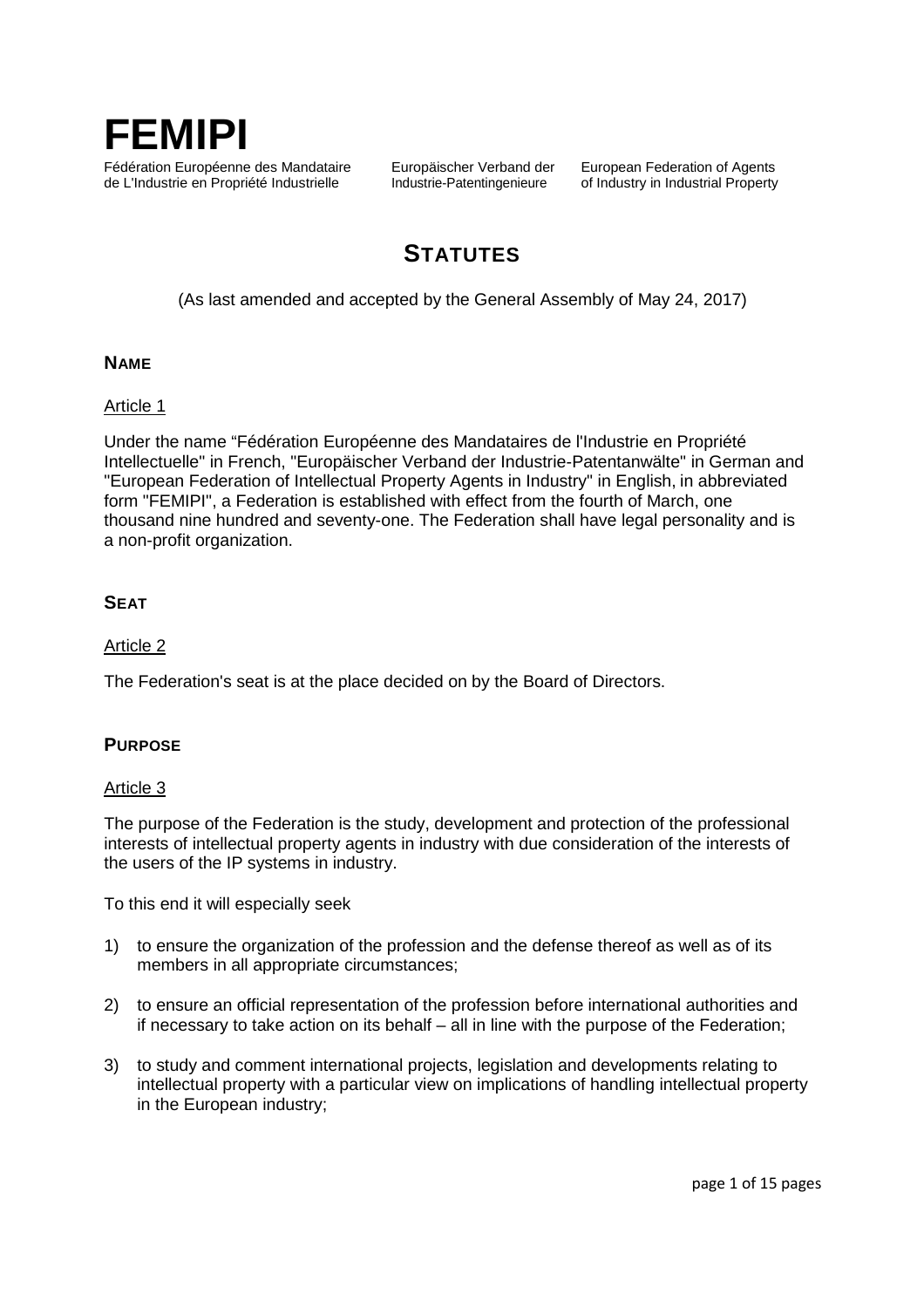# FEMIPI

Fédération Européenne des Mandataire de L'Industrie en Propriété Industrielle

Europäischer Verband der Industrie-Patentingenieure

European Federation of Agents of Industry in Industrial Property

## STATUTES

(As last amended and accepted by the General Assembly of May 24, 2017)

### NAME

Article 1

Under the name "Fédération Européenne des Mandataires de l'Industrie en Propriété Intellectuelle" in French, "Europäischer Verband der Industrie-Patentanwälte" in German and "European Federation of Intellectual Property Agents in Industry" in English, in abbreviated form "FEMIPI", a Federation is established with effect from the fourth of March, one thousand nine hundred and seventy-one. The Federation shall have legal personality and is a non-profit organization.

### SEAT

Article 2

The Federation's seat is at the place decided on by the Board of Directors.

### PURPOSE

Article 3

The purpose of the Federation is the study, development and protection of the professional interests of intellectual property agents in industry with due consideration of the interests of the users of the IP systems in industry.

To this end it will especially seek

1) to ensure the organization of the profession and the defense thereof as well as of its members in all appropriate circumstances;
2) to ensure an official representation of the profession before international authorities and if necessary to take action on its behalf – all in line with the purpose of the Federation;
3) to study and comment international projects, legislation and developments relating to intellectual property with a particular view on implications of handling intellectual property in the European industry;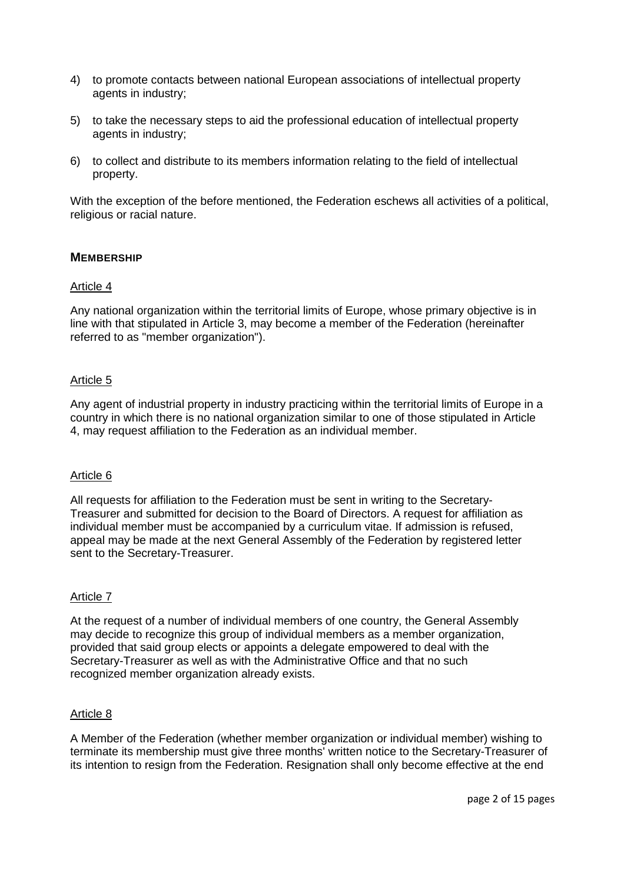4) to promote contacts between national European associations of intellectual property agents in industry;

5) to take the necessary steps to aid the professional education of intellectual property agents in industry;

6) to collect and distribute to its members information relating to the field of intellectual property.

With the exception of the before mentioned, the Federation eschews all activities of a political, religious or racial nature.

## MEMBERSHIP

Article 4

Any national organization within the territorial limits of Europe, whose primary objective is in line with that stipulated in Article 3, may become a member of the Federation (hereinafter referred to as "member organization").

Article 5

Any agent of industrial property in industry practicing within the territorial limits of Europe in a country in which there is no national organization similar to one of those stipulated in Article 4, may request affiliation to the Federation as an individual member.

Article 6

All requests for affiliation to the Federation must be sent in writing to the Secretary-Treasurer and submitted for decision to the Board of Directors. A request for affiliation as individual member must be accompanied by a curriculum vitae. If admission is refused, appeal may be made at the next General Assembly of the Federation by registered letter sent to the Secretary-Treasurer.

Article 7

At the request of a number of individual members of one country, the General Assembly may decide to recognize this group of individual members as a member organization, provided that said group elects or appoints a delegate empowered to deal with the Secretary-Treasurer as well as with the Administrative Office and that no such recognized member organization already exists.

Article 8

A Member of the Federation (whether member organization or individual member) wishing to terminate its membership must give three months' written notice to the Secretary-Treasurer of its intention to resign from the Federation. Resignation shall only become effective at the end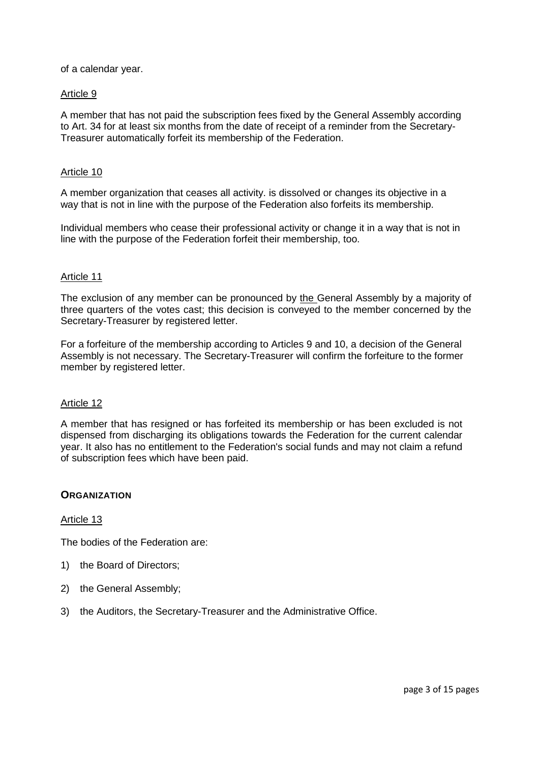of a calendar year.

Article 9

A member that has not paid the subscription fees fixed by the General Assembly according to Art. 34 for at least six months from the date of receipt of a reminder from the Secretary-Treasurer automatically forfeit its membership of the Federation.

Article 10

A member organization that ceases all activity. is dissolved or changes its objective in a way that is not in line with the purpose of the Federation also forfeits its membership.

Individual members who cease their professional activity or change it in a way that is not in line with the purpose of the Federation forfeit their membership, too.

Article 11

The exclusion of any member can be pronounced by the General Assembly by a majority of three quarters of the votes cast; this decision is conveyed to the member concerned by the Secretary-Treasurer by registered letter.

For a forfeiture of the membership according to Articles 9 and 10, a decision of the General Assembly is not necessary. The Secretary-Treasurer will confirm the forfeiture to the former member by registered letter.

Article 12

A member that has resigned or has forfeited its membership or has been excluded is not dispensed from discharging its obligations towards the Federation for the current calendar year. It also has no entitlement to the Federation's social funds and may not claim a refund of subscription fees which have been paid.

## ORGANIZATION

Article 13

The bodies of the Federation are:

1) the Board of Directors;

2) the General Assembly;

3) the Auditors, the Secretary-Treasurer and the Administrative Office.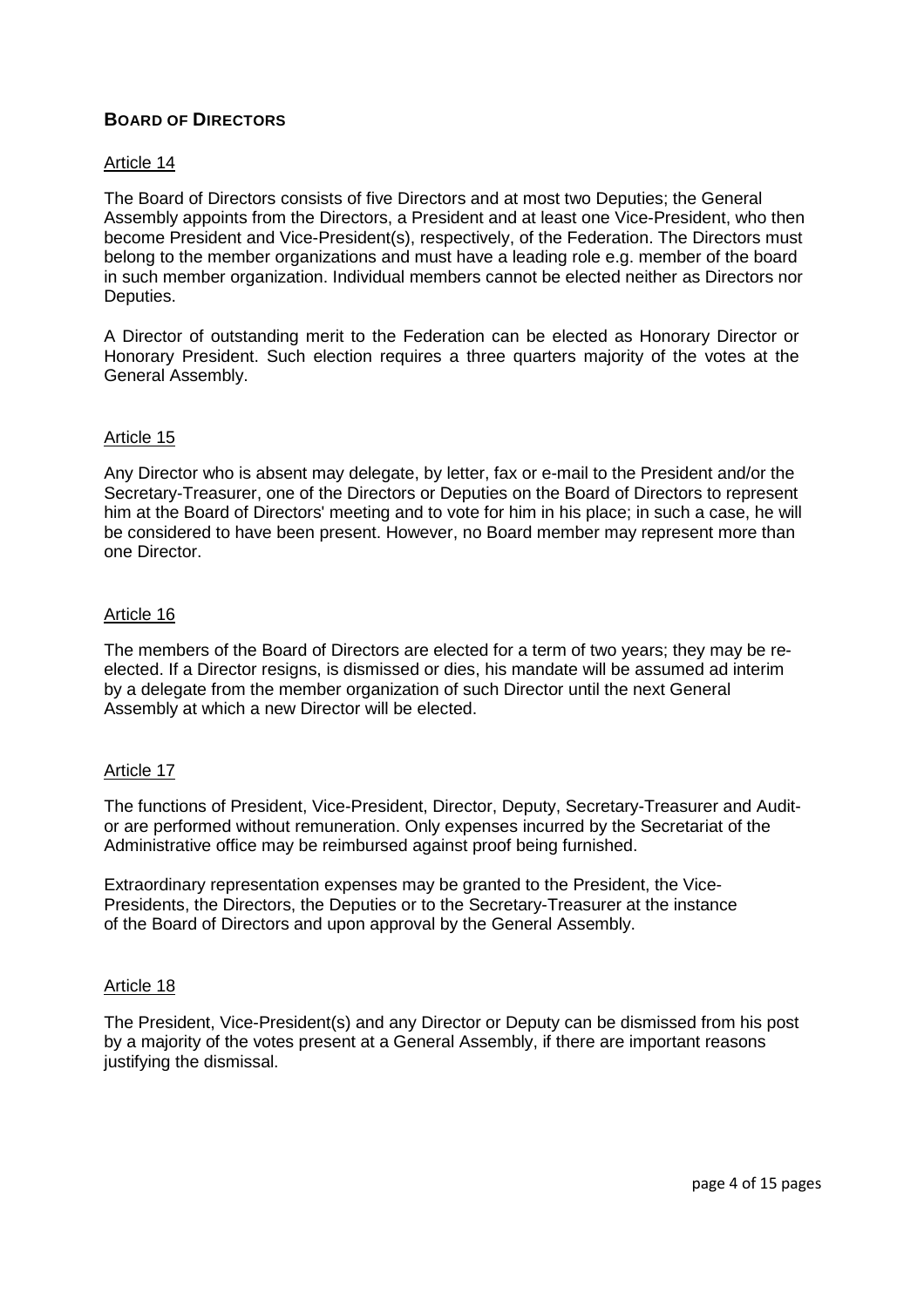## BOARD OF DIRECTORS

### Article 14

The Board of Directors consists of five Directors and at most two Deputies; the General Assembly appoints from the Directors, a President and at least one Vice-President, who then become President and Vice-President(s), respectively, of the Federation. The Directors must belong to the member organizations and must have a leading role e.g. member of the board in such member organization. Individual members cannot be elected neither as Directors nor Deputies.

A Director of outstanding merit to the Federation can be elected as Honorary Director or Honorary President. Such election requires a three quarters majority of the votes at the General Assembly.

### Article 15

Any Director who is absent may delegate, by letter, fax or e-mail to the President and/or the Secretary-Treasurer, one of the Directors or Deputies on the Board of Directors to represent him at the Board of Directors' meeting and to vote for him in his place; in such a case, he will be considered to have been present. However, no Board member may represent more than one Director.

### Article 16

The members of the Board of Directors are elected for a term of two years; they may be re-elected. If a Director resigns, is dismissed or dies, his mandate will be assumed ad interim by a delegate from the member organization of such Director until the next General Assembly at which a new Director will be elected.

### Article 17

The functions of President, Vice-President, Director, Deputy, Secretary-Treasurer and Auditor are performed without remuneration. Only expenses incurred by the Secretariat of the Administrative office may be reimbursed against proof being furnished.

Extraordinary representation expenses may be granted to the President, the Vice-Presidents, the Directors, the Deputies or to the Secretary-Treasurer at the instance of the Board of Directors and upon approval by the General Assembly.

### Article 18

The President, Vice-President(s) and any Director or Deputy can be dismissed from his post by a majority of the votes present at a General Assembly, if there are important reasons justifying the dismissal.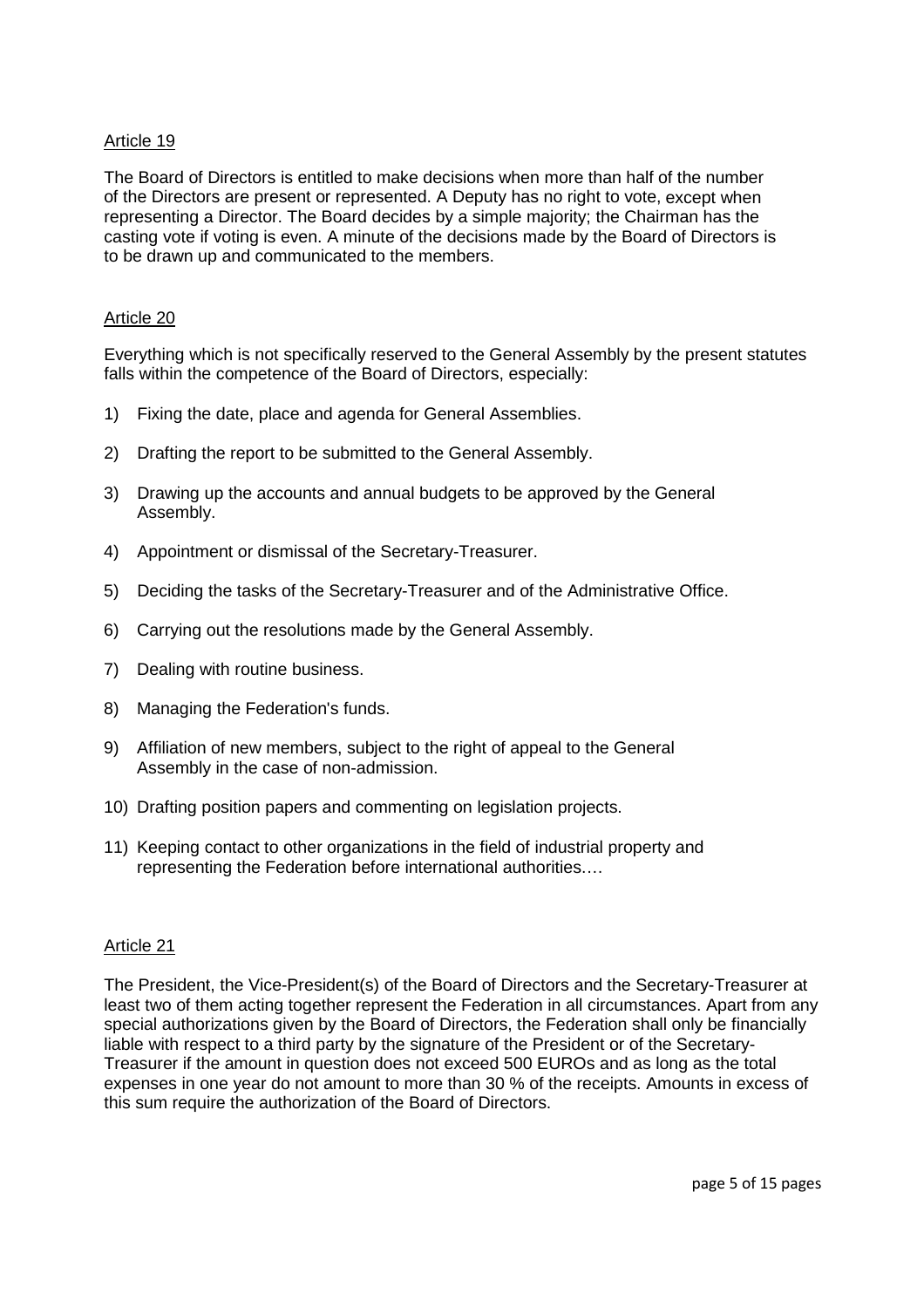Article 19

The Board of Directors is entitled to make decisions when more than half of the number of the Directors are present or represented. A Deputy has no right to vote, except when representing a Director. The Board decides by a simple majority; the Chairman has the casting vote if voting is even. A minute of the decisions made by the Board of Directors is to be drawn up and communicated to the members.

Article 20

Everything which is not specifically reserved to the General Assembly by the present statutes falls within the competence of the Board of Directors, especially:

1) Fixing the date, place and agenda for General Assemblies.

2) Drafting the report to be submitted to the General Assembly.

3) Drawing up the accounts and annual budgets to be approved by the General Assembly.

4) Appointment or dismissal of the Secretary-Treasurer.

5) Deciding the tasks of the Secretary-Treasurer and of the Administrative Office.

6) Carrying out the resolutions made by the General Assembly.

7) Dealing with routine business.

8) Managing the Federation's funds.

9) Affiliation of new members, subject to the right of appeal to the General Assembly in the case of non-admission.

10) Drafting position papers and commenting on legislation projects.

11) Keeping contact to other organizations in the field of industrial property and representing the Federation before international authorities.…

Article 21

The President, the Vice-President(s) of the Board of Directors and the Secretary-Treasurer at least two of them acting together represent the Federation in all circumstances. Apart from any special authorizations given by the Board of Directors, the Federation shall only be financially liable with respect to a third party by the signature of the President or of the Secretary-Treasurer if the amount in question does not exceed 500 EUROs and as long as the total expenses in one year do not amount to more than 30 % of the receipts. Amounts in excess of this sum require the authorization of the Board of Directors.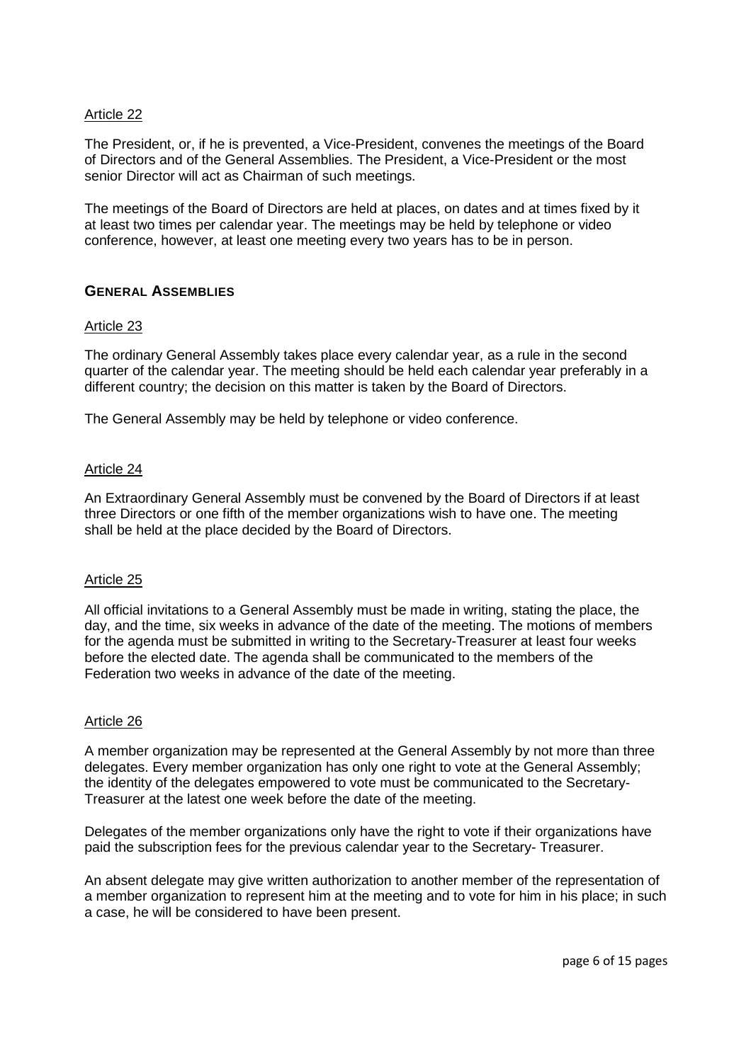Article 22

The President, or, if he is prevented, a Vice-President, convenes the meetings of the Board of Directors and of the General Assemblies. The President, a Vice-President or the most senior Director will act as Chairman of such meetings.

The meetings of the Board of Directors are held at places, on dates and at times fixed by it at least two times per calendar year. The meetings may be held by telephone or video conference, however, at least one meeting every two years has to be in person.

## GENERAL ASSEMBLIES

Article 23

The ordinary General Assembly takes place every calendar year, as a rule in the second quarter of the calendar year. The meeting should be held each calendar year preferably in a different country; the decision on this matter is taken by the Board of Directors.

The General Assembly may be held by telephone or video conference.

Article 24

An Extraordinary General Assembly must be convened by the Board of Directors if at least three Directors or one fifth of the member organizations wish to have one. The meeting shall be held at the place decided by the Board of Directors.

Article 25

All official invitations to a General Assembly must be made in writing, stating the place, the day, and the time, six weeks in advance of the date of the meeting. The motions of members for the agenda must be submitted in writing to the Secretary-Treasurer at least four weeks before the elected date. The agenda shall be communicated to the members of the Federation two weeks in advance of the date of the meeting.

Article 26

A member organization may be represented at the General Assembly by not more than three delegates. Every member organization has only one right to vote at the General Assembly; the identity of the delegates empowered to vote must be communicated to the Secretary-Treasurer at the latest one week before the date of the meeting.

Delegates of the member organizations only have the right to vote if their organizations have paid the subscription fees for the previous calendar year to the Secretary- Treasurer.

An absent delegate may give written authorization to another member of the representation of a member organization to represent him at the meeting and to vote for him in his place; in such a case, he will be considered to have been present.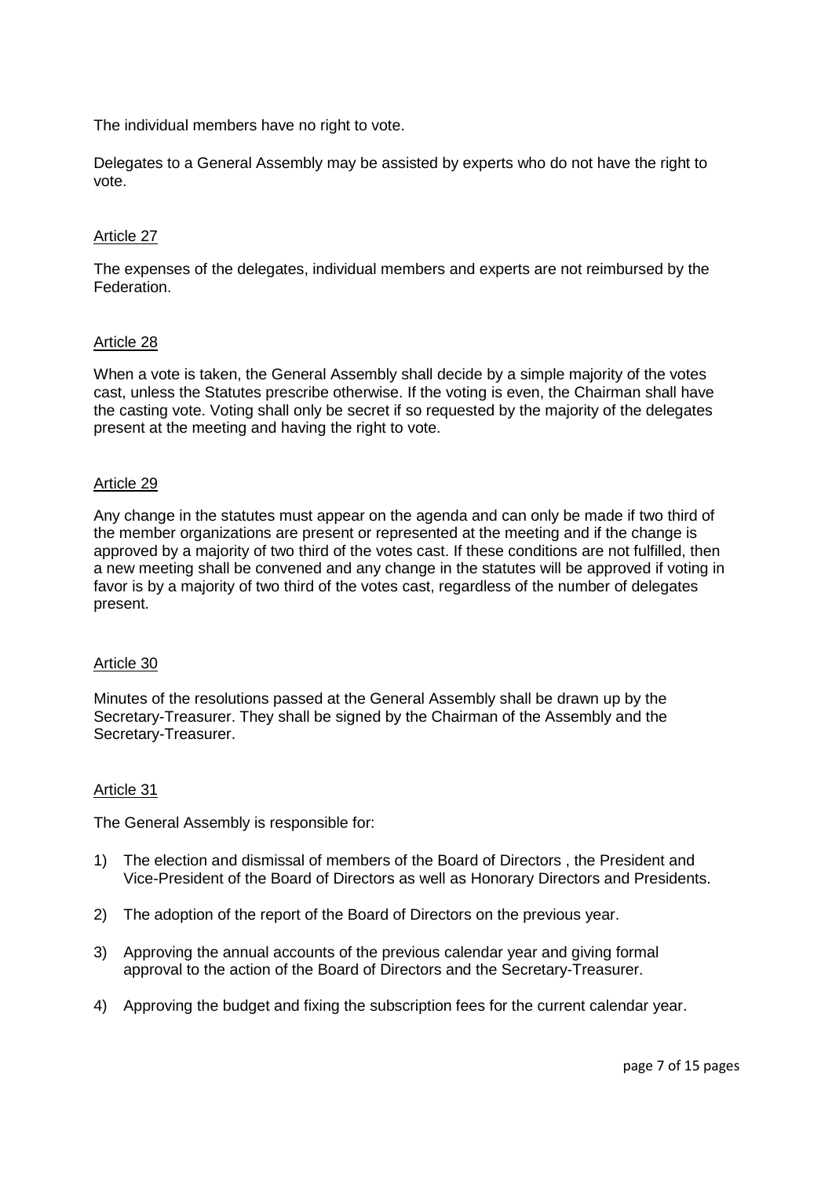The individual members have no right to vote.

Delegates to a General Assembly may be assisted by experts who do not have the right to vote.

## Article 27

The expenses of the delegates, individual members and experts are not reimbursed by the Federation.

## Article 28

When a vote is taken, the General Assembly shall decide by a simple majority of the votes cast, unless the Statutes prescribe otherwise. If the voting is even, the Chairman shall have the casting vote. Voting shall only be secret if so requested by the majority of the delegates present at the meeting and having the right to vote.

## Article 29

Any change in the statutes must appear on the agenda and can only be made if two third of the member organizations are present or represented at the meeting and if the change is approved by a majority of two third of the votes cast. If these conditions are not fulfilled, then a new meeting shall be convened and any change in the statutes will be approved if voting in favor is by a majority of two third of the votes cast, regardless of the number of delegates present.

## Article 30

Minutes of the resolutions passed at the General Assembly shall be drawn up by the Secretary-Treasurer. They shall be signed by the Chairman of the Assembly and the Secretary-Treasurer.

## Article 31

The General Assembly is responsible for:

1) The election and dismissal of members of the Board of Directors , the President and Vice-President of the Board of Directors as well as Honorary Directors and Presidents.

2) The adoption of the report of the Board of Directors on the previous year.

3) Approving the annual accounts of the previous calendar year and giving formal approval to the action of the Board of Directors and the Secretary-Treasurer.

4) Approving the budget and fixing the subscription fees for the current calendar year.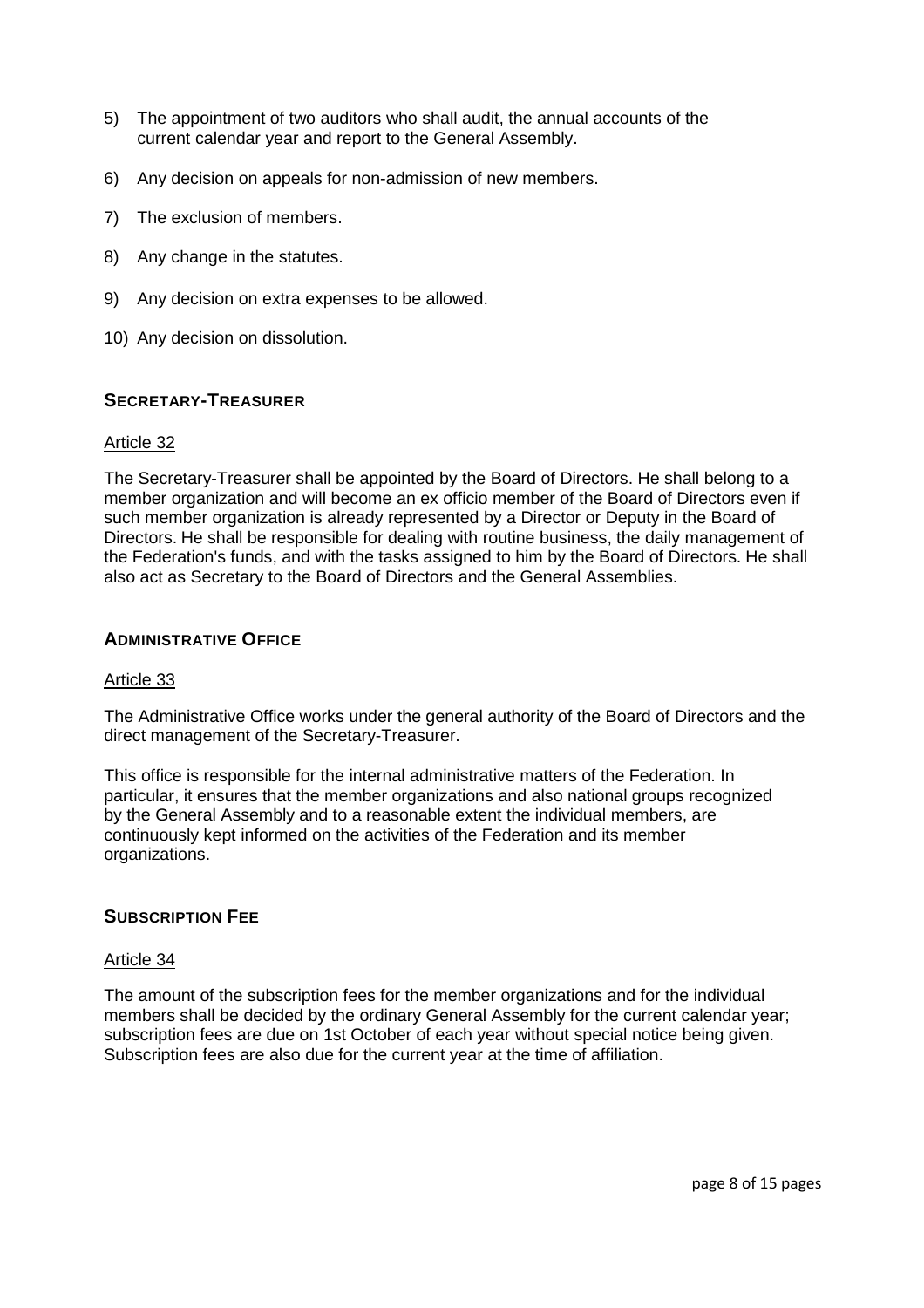5) The appointment of two auditors who shall audit, the annual accounts of the current calendar year and report to the General Assembly.

6) Any decision on appeals for non-admission of new members.

7) The exclusion of members.

8) Any change in the statutes.

9) Any decision on extra expenses to be allowed.

10) Any decision on dissolution.

## SECRETARY-TREASURER

Article 32

The Secretary-Treasurer shall be appointed by the Board of Directors. He shall belong to a member organization and will become an ex officio member of the Board of Directors even if such member organization is already represented by a Director or Deputy in the Board of Directors. He shall be responsible for dealing with routine business, the daily management of the Federation's funds, and with the tasks assigned to him by the Board of Directors. He shall also act as Secretary to the Board of Directors and the General Assemblies.

## ADMINISTRATIVE OFFICE

Article 33

The Administrative Office works under the general authority of the Board of Directors and the direct management of the Secretary-Treasurer.

This office is responsible for the internal administrative matters of the Federation. In particular, it ensures that the member organizations and also national groups recognized by the General Assembly and to a reasonable extent the individual members, are continuously kept informed on the activities of the Federation and its member organizations.

## SUBSCRIPTION FEE

Article 34

The amount of the subscription fees for the member organizations and for the individual members shall be decided by the ordinary General Assembly for the current calendar year; subscription fees are due on 1st October of each year without special notice being given. Subscription fees are also due for the current year at the time of affiliation.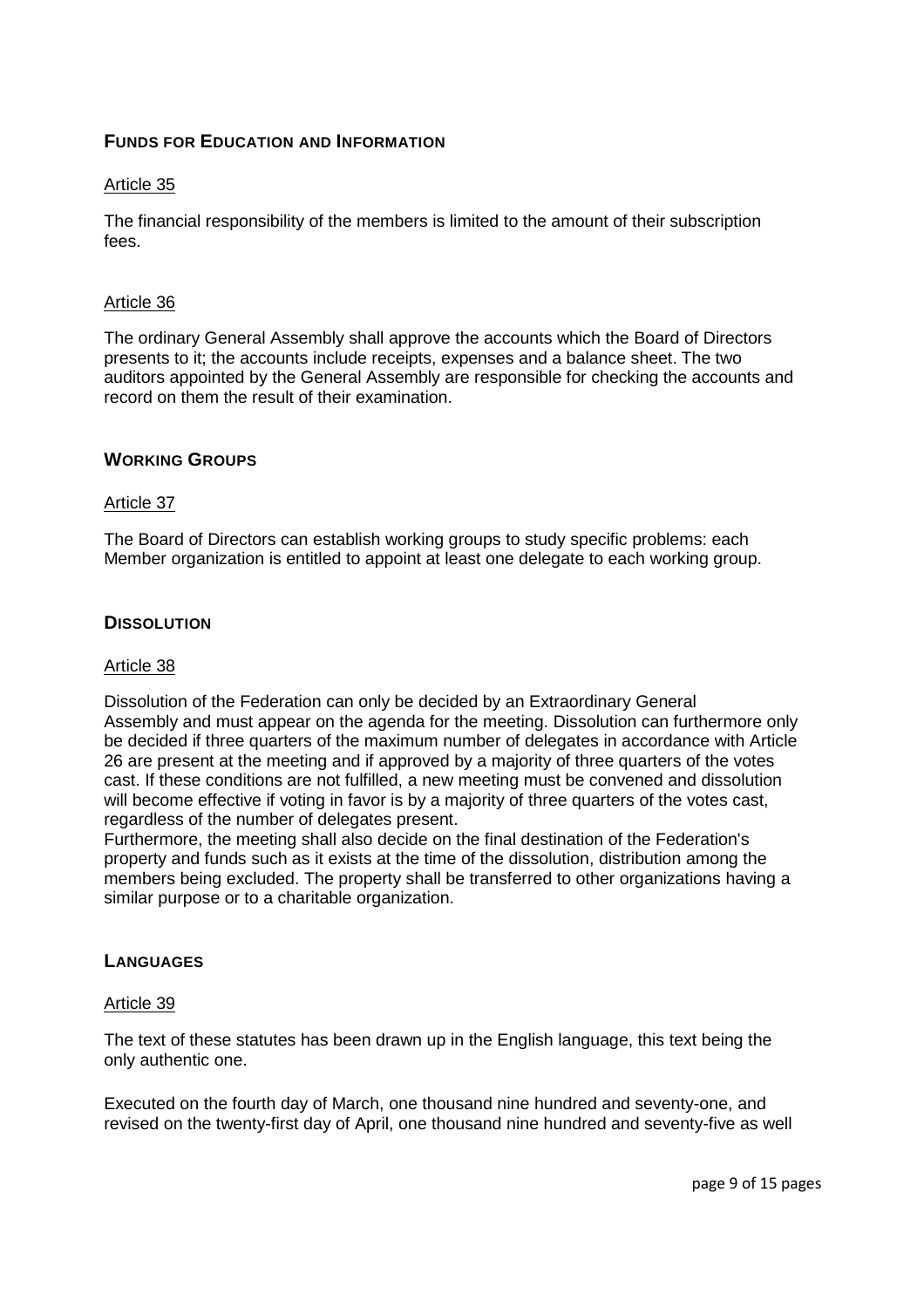## FUNDS FOR EDUCATION AND INFORMATION

Article 35

The financial responsibility of the members is limited to the amount of their subscription fees.

Article 36

The ordinary General Assembly shall approve the accounts which the Board of Directors presents to it; the accounts include receipts, expenses and a balance sheet. The two auditors appointed by the General Assembly are responsible for checking the accounts and record on them the result of their examination.

## WORKING GROUPS

Article 37

The Board of Directors can establish working groups to study specific problems: each Member organization is entitled to appoint at least one delegate to each working group.

## DISSOLUTION

Article 38

Dissolution of the Federation can only be decided by an Extraordinary General Assembly and must appear on the agenda for the meeting. Dissolution can furthermore only be decided if three quarters of the maximum number of delegates in accordance with Article 26 are present at the meeting and if approved by a majority of three quarters of the votes cast. If these conditions are not fulfilled, a new meeting must be convened and dissolution will become effective if voting in favor is by a majority of three quarters of the votes cast, regardless of the number of delegates present.
Furthermore, the meeting shall also decide on the final destination of the Federation's property and funds such as it exists at the time of the dissolution, distribution among the members being excluded. The property shall be transferred to other organizations having a similar purpose or to a charitable organization.

## LANGUAGES

Article 39

The text of these statutes has been drawn up in the English language, this text being the only authentic one.

Executed on the fourth day of March, one thousand nine hundred and seventy-one, and revised on the twenty-first day of April, one thousand nine hundred and seventy-five as well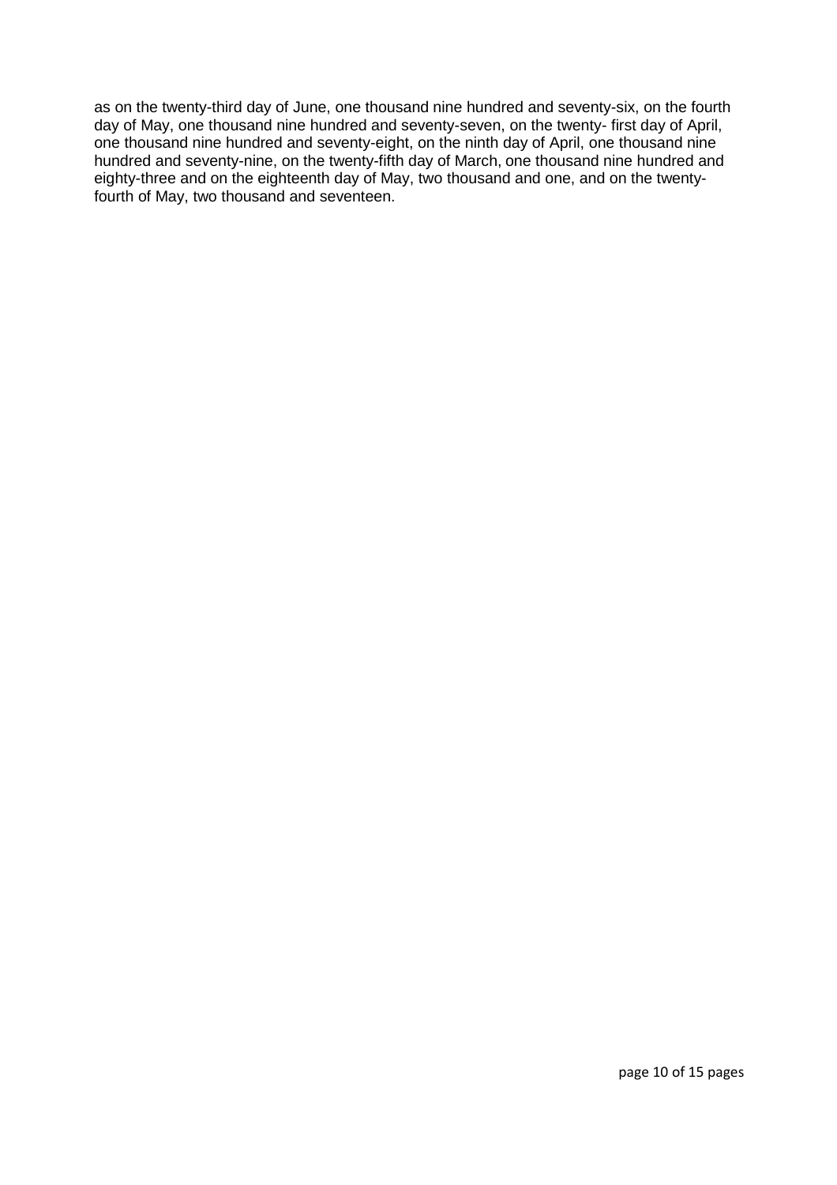as on the twenty-third day of June, one thousand nine hundred and seventy-six, on the fourth day of May, one thousand nine hundred and seventy-seven, on the twenty- first day of April, one thousand nine hundred and seventy-eight, on the ninth day of April, one thousand nine hundred and seventy-nine, on the twenty-fifth day of March, one thousand nine hundred and eighty-three and on the eighteenth day of May, two thousand and one, and on the twenty-fourth of May, two thousand and seventeen.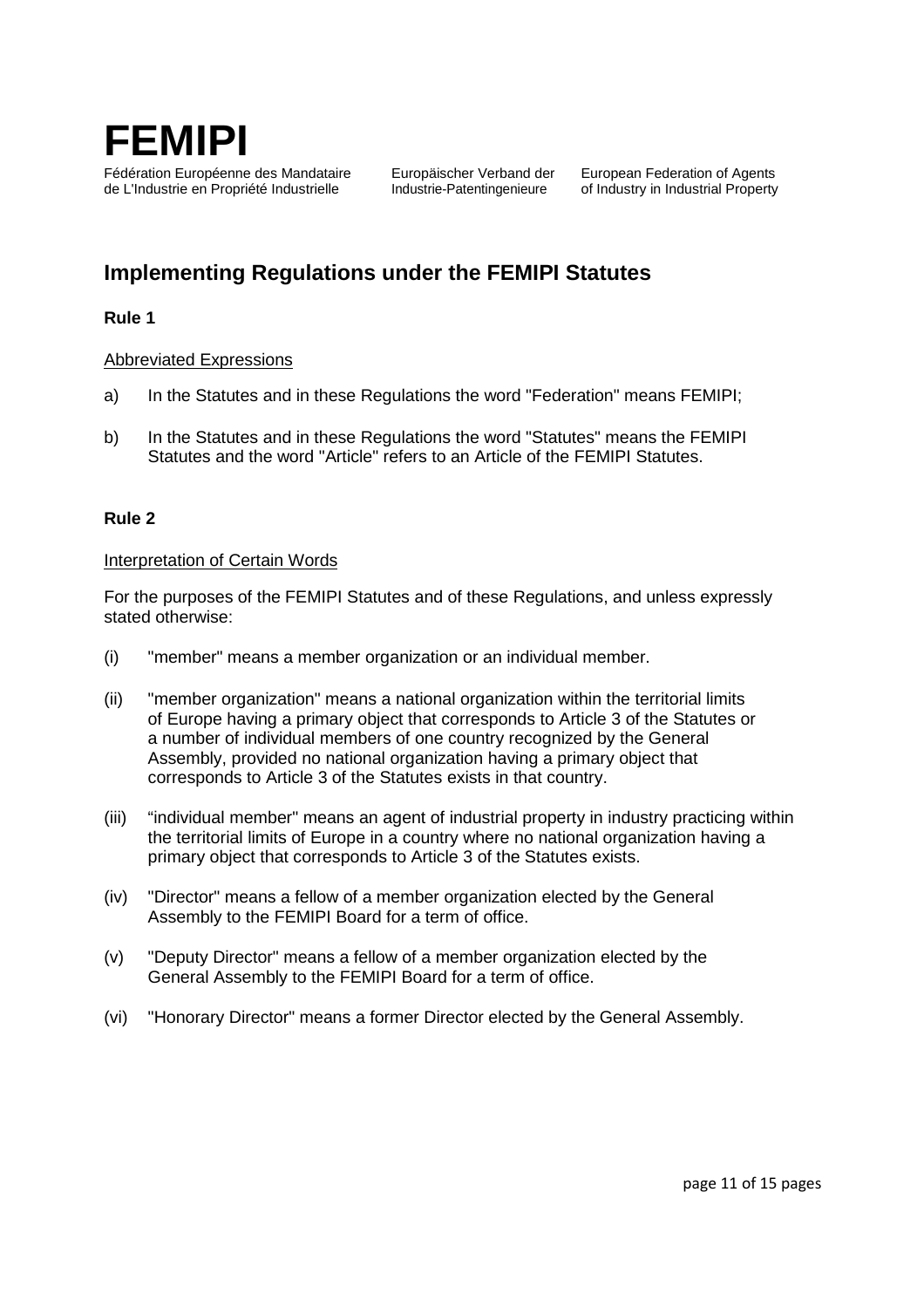# FEMIPI

Fédération Européenne des Mandataire de L'Industrie en Propriété Industrielle

Europäischer Verband der Industrie-Patentingenieure

European Federation of Agents of Industry in Industrial Property

## Implementing Regulations under the FEMIPI Statutes

### Rule 1

Abbreviated Expressions

a) In the Statutes and in these Regulations the word "Federation" means FEMIPI;

b) In the Statutes and in these Regulations the word "Statutes" means the FEMIPI Statutes and the word "Article" refers to an Article of the FEMIPI Statutes.

### Rule 2

Interpretation of Certain Words

For the purposes of the FEMIPI Statutes and of these Regulations, and unless expressly stated otherwise:

(i) "member" means a member organization or an individual member.

(ii) "member organization" means a national organization within the territorial limits of Europe having a primary object that corresponds to Article 3 of the Statutes or a number of individual members of one country recognized by the General Assembly, provided no national organization having a primary object that corresponds to Article 3 of the Statutes exists in that country.

(iii) “individual member" means an agent of industrial property in industry practicing within the territorial limits of Europe in a country where no national organization having a primary object that corresponds to Article 3 of the Statutes exists.

(iv) "Director" means a fellow of a member organization elected by the General Assembly to the FEMIPI Board for a term of office.

(v) "Deputy Director" means a fellow of a member organization elected by the General Assembly to the FEMIPI Board for a term of office.

(vi) "Honorary Director" means a former Director elected by the General Assembly.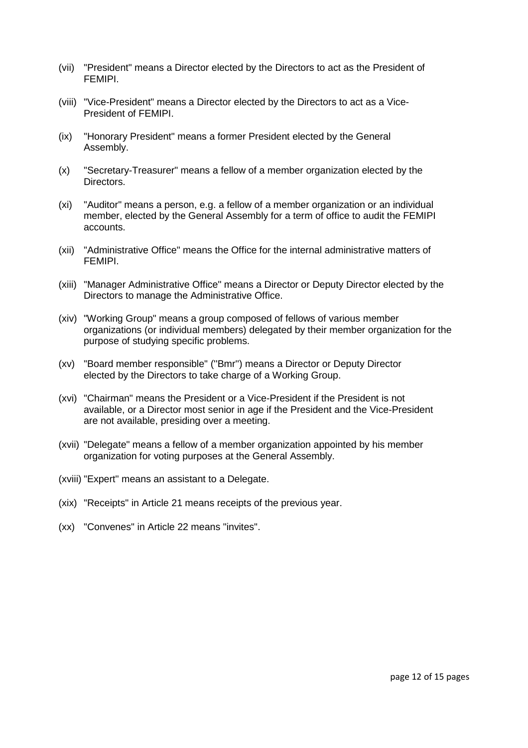(vii) "President" means a Director elected by the Directors to act as the President of FEMIPI.

(viii) "Vice-President" means a Director elected by the Directors to act as a Vice-President of FEMIPI.

(ix) "Honorary President" means a former President elected by the General Assembly.

(x) "Secretary-Treasurer" means a fellow of a member organization elected by the Directors.

(xi) "Auditor" means a person, e.g. a fellow of a member organization or an individual member, elected by the General Assembly for a term of office to audit the FEMIPI accounts.

(xii) "Administrative Office" means the Office for the internal administrative matters of FEMIPI.

(xiii) "Manager Administrative Office" means a Director or Deputy Director elected by the Directors to manage the Administrative Office.

(xiv) "Working Group" means a group composed of fellows of various member organizations (or individual members) delegated by their member organization for the purpose of studying specific problems.

(xv) "Board member responsible" ("Bmr") means a Director or Deputy Director elected by the Directors to take charge of a Working Group.

(xvi) "Chairman" means the President or a Vice-President if the President is not available, or a Director most senior in age if the President and the Vice-President are not available, presiding over a meeting.

(xvii) "Delegate" means a fellow of a member organization appointed by his member organization for voting purposes at the General Assembly.

(xviii) "Expert" means an assistant to a Delegate.

(xix) "Receipts" in Article 21 means receipts of the previous year.

(xx) "Convenes" in Article 22 means "invites".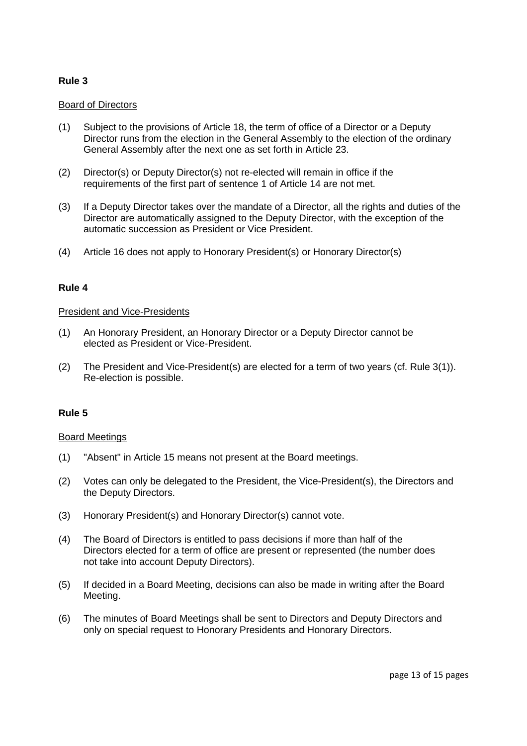## Rule 3

Board of Directors

(1) Subject to the provisions of Article 18, the term of office of a Director or a Deputy Director runs from the election in the General Assembly to the election of the ordinary General Assembly after the next one as set forth in Article 23.

(2) Director(s) or Deputy Director(s) not re-elected will remain in office if the requirements of the first part of sentence 1 of Article 14 are not met.

(3) If a Deputy Director takes over the mandate of a Director, all the rights and duties of the Director are automatically assigned to the Deputy Director, with the exception of the automatic succession as President or Vice President.

(4) Article 16 does not apply to Honorary President(s) or Honorary Director(s)

## Rule 4

President and Vice-Presidents

(1) An Honorary President, an Honorary Director or a Deputy Director cannot be elected as President or Vice-President.

(2) The President and Vice-President(s) are elected for a term of two years (cf. Rule 3(1)). Re-election is possible.

## Rule 5

Board Meetings

(1) "Absent" in Article 15 means not present at the Board meetings.

(2) Votes can only be delegated to the President, the Vice-President(s), the Directors and the Deputy Directors.

(3) Honorary President(s) and Honorary Director(s) cannot vote.

(4) The Board of Directors is entitled to pass decisions if more than half of the Directors elected for a term of office are present or represented (the number does not take into account Deputy Directors).

(5) If decided in a Board Meeting, decisions can also be made in writing after the Board Meeting.

(6) The minutes of Board Meetings shall be sent to Directors and Deputy Directors and only on special request to Honorary Presidents and Honorary Directors.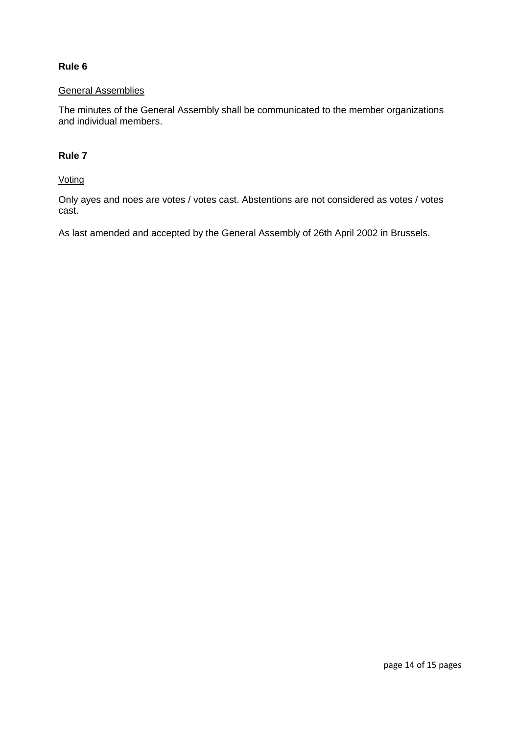**Rule 6**

General Assemblies

The minutes of the General Assembly shall be communicated to the member organizations and individual members.

**Rule 7**

Voting

Only ayes and noes are votes / votes cast. Abstentions are not considered as votes / votes cast.

As last amended and accepted by the General Assembly of 26th April 2002 in Brussels.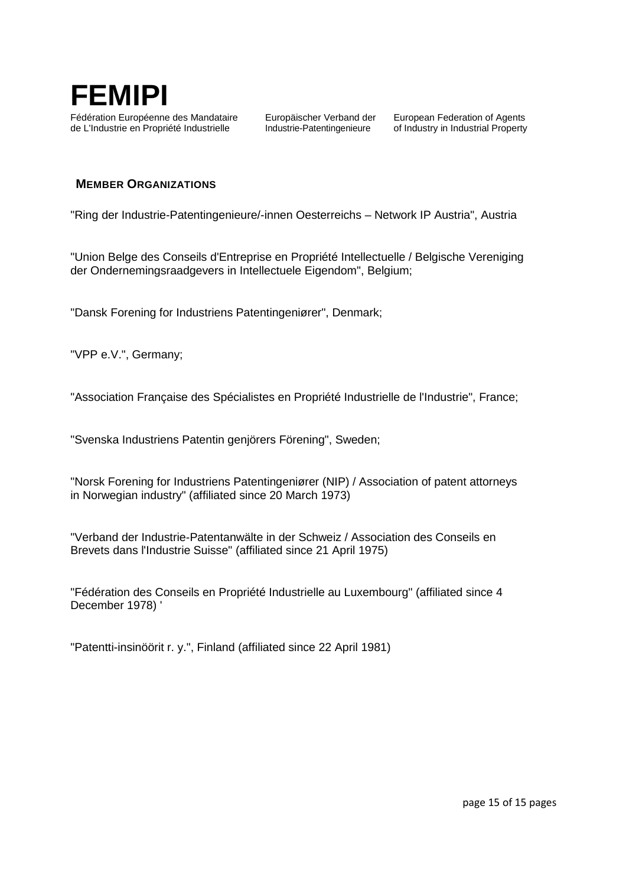# FEMIPI

Fédération Européenne des Mandataire de L'Industrie en Propriété Industrielle

Europäischer Verband der Industrie-Patentingenieure

European Federation of Agents of Industry in Industrial Property

## MEMBER ORGANIZATIONS

"Ring der Industrie-Patentingenieure/-innen Oesterreichs – Network IP Austria", Austria

"Union Belge des Conseils d'Entreprise en Propriété Intellectuelle / Belgische Vereniging der Ondernemingsraadgevers in Intellectuele Eigendom", Belgium;

"Dansk Forening for Industriens Patentingeniører", Denmark;

"VPP e.V.", Germany;

"Association Française des Spécialistes en Propriété Industrielle de l'Industrie", France;

"Svenska Industriens Patentin genjörers Förening", Sweden;

"Norsk Forening for Industriens Patentingeniører (NIP) / Association of patent attorneys in Norwegian industry" (affiliated since 20 March 1973)

"Verband der Industrie-Patentanwälte in der Schweiz / Association des Conseils en Brevets dans l'Industrie Suisse" (affiliated since 21 April 1975)

"Fédération des Conseils en Propriété Industrielle au Luxembourg" (affiliated since 4 December 1978) '

"Patentti-insinöörit r. y.", Finland (affiliated since 22 April 1981)